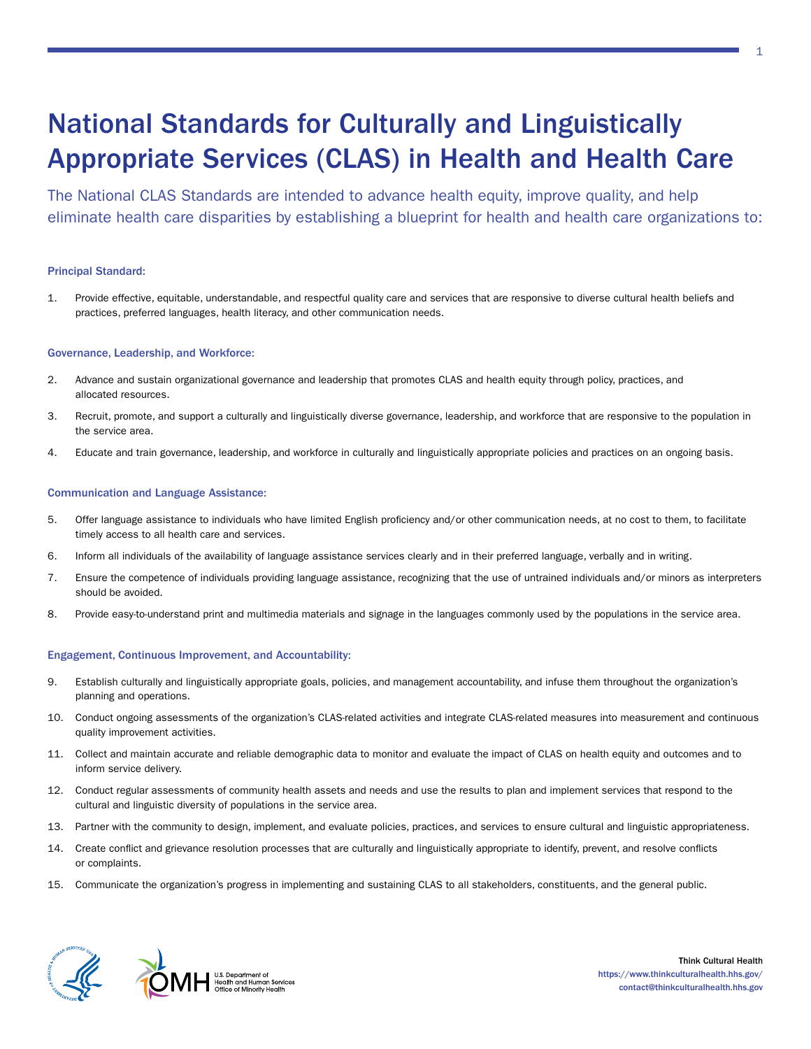# National Standards for Culturally and Linguistically Appropriate Services (CLAS) in Health and Health Care

The National CLAS Standards are intended to advance health equity, improve quality, and help eliminate health care disparities by establishing a blueprint for health and health care organizations to:

### Principal Standard:

1. Provide effective, equitable, understandable, and respectful quality care and services that are responsive to diverse cultural health beliefs and practices, preferred languages, health literacy, and other communication needs.

### Governance, Leadership, and Workforce:

2. Advance and sustain organizational governance and leadership that promotes CLAS and health equity through policy, practices, and allocated resources.
3. Recruit, promote, and support a culturally and linguistically diverse governance, leadership, and workforce that are responsive to the population in the service area.
4. Educate and train governance, leadership, and workforce in culturally and linguistically appropriate policies and practices on an ongoing basis.

### Communication and Language Assistance:

5. Offer language assistance to individuals who have limited English proficiency and/or other communication needs, at no cost to them, to facilitate timely access to all health care and services.
6. Inform all individuals of the availability of language assistance services clearly and in their preferred language, verbally and in writing.
7. Ensure the competence of individuals providing language assistance, recognizing that the use of untrained individuals and/or minors as interpreters should be avoided.
8. Provide easy-to-understand print and multimedia materials and signage in the languages commonly used by the populations in the service area.

### Engagement, Continuous Improvement, and Accountability:

9. Establish culturally and linguistically appropriate goals, policies, and management accountability, and infuse them throughout the organization's planning and operations.
10. Conduct ongoing assessments of the organization's CLAS-related activities and integrate CLAS-related measures into measurement and continuous quality improvement activities.
11. Collect and maintain accurate and reliable demographic data to monitor and evaluate the impact of CLAS on health equity and outcomes and to inform service delivery.
12. Conduct regular assessments of community health assets and needs and use the results to plan and implement services that respond to the cultural and linguistic diversity of populations in the service area.
13. Partner with the community to design, implement, and evaluate policies, practices, and services to ensure cultural and linguistic appropriateness.
14. Create conflict and grievance resolution processes that are culturally and linguistically appropriate to identify, prevent, and resolve conflicts or complaints.
15. Communicate the organization's progress in implementing and sustaining CLAS to all stakeholders, constituents, and the general public.

OMH U.S. Department of Health and Human Services Office of Minority Health

**Think Cultural Health**
https://www.thinkculturalhealth.hhs.gov/
contact@thinkculturalhealth.hhs.gov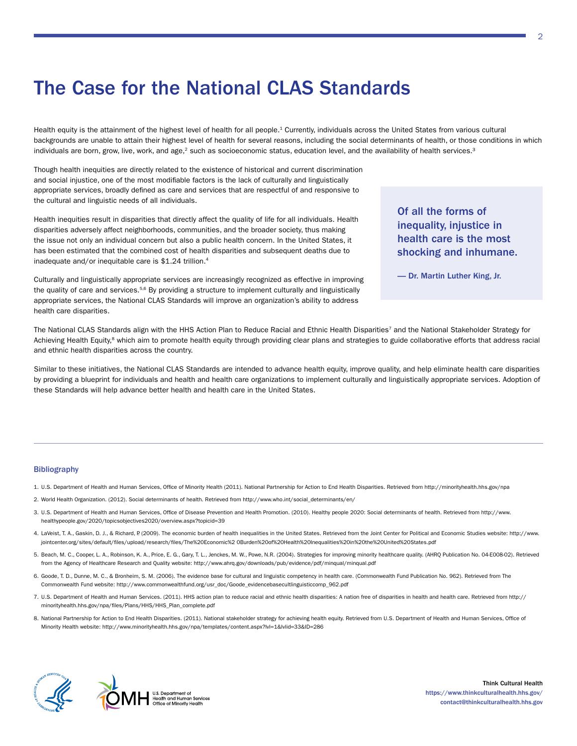# The Case for the National CLAS Standards

Health equity is the attainment of the highest level of health for all people.[1] Currently, individuals across the United States from various cultural backgrounds are unable to attain their highest level of health for several reasons, including the social determinants of health, or those conditions in which individuals are born, grow, live, work, and age,[2] such as socioeconomic status, education level, and the availability of health services.[3]

Though health inequities are directly related to the existence of historical and current discrimination and social injustice, one of the most modifiable factors is the lack of culturally and linguistically appropriate services, broadly defined as care and services that are respectful of and responsive to the cultural and linguistic needs of all individuals.

Health inequities result in disparities that directly affect the quality of life for all individuals. Health disparities adversely affect neighborhoods, communities, and the broader society, thus making the issue not only an individual concern but also a public health concern. In the United States, it has been estimated that the combined cost of health disparities and subsequent deaths due to inadequate and/or inequitable care is $1.24 trillion.[4]

Culturally and linguistically appropriate services are increasingly recognized as effective in improving the quality of care and services.[5,6] By providing a structure to implement culturally and linguistically appropriate services, the National CLAS Standards will improve an organization's ability to address health care disparities.

> **Of all the forms of inequality, injustice in health care is the most shocking and inhumane.**
>
> **— Dr. Martin Luther King, Jr.**

The National CLAS Standards align with the HHS Action Plan to Reduce Racial and Ethnic Health Disparities[7] and the National Stakeholder Strategy for Achieving Health Equity,[8] which aim to promote health equity through providing clear plans and strategies to guide collaborative efforts that address racial and ethnic health disparities across the country.

Similar to these initiatives, the National CLAS Standards are intended to advance health equity, improve quality, and help eliminate health care disparities by providing a blueprint for individuals and health and health care organizations to implement culturally and linguistically appropriate services. Adoption of these Standards will help advance better health and health care in the United States.

## Bibliography

1. U.S. Department of Health and Human Services, Office of Minority Health (2011). National Partnership for Action to End Health Disparities. Retrieved from http://minorityhealth.hhs.gov/npa
2. World Health Organization. (2012). Social determinants of health. Retrieved from http://www.who.int/social_determinants/en/
3. U.S. Department of Health and Human Services, Office of Disease Prevention and Health Promotion. (2010). Healthy people 2020: Social determinants of health. Retrieved from http://www.healthypeople.gov/2020/topicsobjectives2020/overview.aspx?topicid=39
4. LaVeist, T. A., Gaskin, D. J., & Richard, P. (2009). The economic burden of health inequalities in the United States. Retrieved from the Joint Center for Political and Economic Studies website: http://www.jointcenter.org/sites/default/files/upload/research/files/The%20Economic%2 0Burden%20of%20Health%20Inequalities%20in%20the%20United%20States.pdf
5. Beach, M. C., Cooper, L. A., Robinson, K. A., Price, E. G., Gary, T. L., Jenckes, M. W., Powe, N.R. (2004). Strategies for improving minority healthcare quality. (AHRQ Publication No. 04-E008-02). Retrieved from the Agency of Healthcare Research and Quality website: http://www.ahrq.gov/downloads/pub/evidence/pdf/minqual/minqual.pdf
6. Goode, T. D., Dunne, M. C., & Bronheim, S. M. (2006). The evidence base for cultural and linguistic competency in health care. (Commonwealth Fund Publication No. 962). Retrieved from The Commonwealth Fund website: http://www.commonwealthfund.org/usr_doc/Goode_evidencebasecultlinguisticcomp_962.pdf
7. U.S. Department of Health and Human Services. (2011). HHS action plan to reduce racial and ethnic health disparities: A nation free of disparities in health and health care. Retrieved from http://minorityhealth.hhs.gov/npa/files/Plans/HHS/HHS_Plan_complete.pdf
8. National Partnership for Action to End Health Disparities. (2011). National stakeholder strategy for achieving health equity. Retrieved from U.S. Department of Health and Human Services, Office of Minority Health website: http://www.minorityhealth.hhs.gov/npa/templates/content.aspx?lvl=1&lvlid=33&ID=286

U.S. Department of Health and Human Services Office of Minority Health

Think Cultural Health
https://www.thinkculturalhealth.hhs.gov/
contact@thinkculturalhealth.hhs.gov